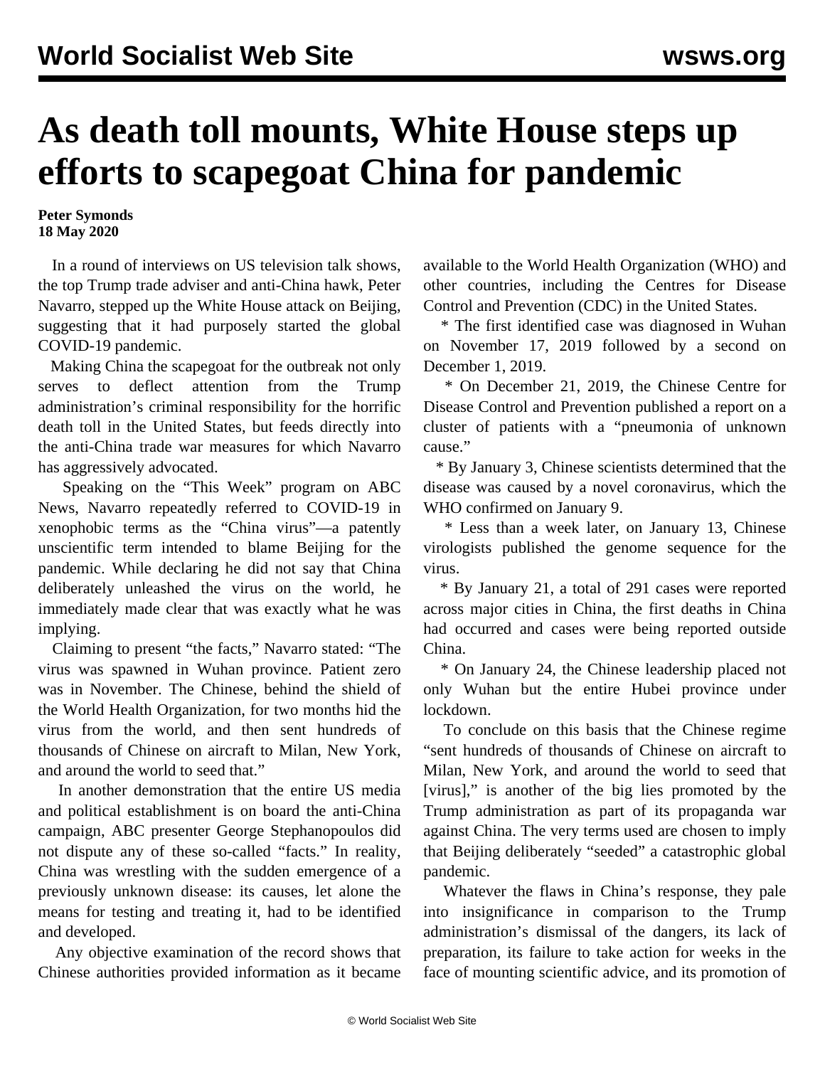# As death toll mounts, White House steps up efforts to scapegoat China for pandemic

**Peter Symonds**
**18 May 2020**

In a round of interviews on US television talk shows, the top Trump trade adviser and anti-China hawk, Peter Navarro, stepped up the White House attack on Beijing, suggesting that it had purposely started the global COVID-19 pandemic.

Making China the scapegoat for the outbreak not only serves to deflect attention from the Trump administration's criminal responsibility for the horrific death toll in the United States, but feeds directly into the anti-China trade war measures for which Navarro has aggressively advocated.

Speaking on the "This Week" program on ABC News, Navarro repeatedly referred to COVID-19 in xenophobic terms as the "China virus"—a patently unscientific term intended to blame Beijing for the pandemic. While declaring he did not say that China deliberately unleashed the virus on the world, he immediately made clear that was exactly what he was implying.

Claiming to present "the facts," Navarro stated: "The virus was spawned in Wuhan province. Patient zero was in November. The Chinese, behind the shield of the World Health Organization, for two months hid the virus from the world, and then sent hundreds of thousands of Chinese on aircraft to Milan, New York, and around the world to seed that."

In another demonstration that the entire US media and political establishment is on board the anti-China campaign, ABC presenter George Stephanopoulos did not dispute any of these so-called "facts." In reality, China was wrestling with the sudden emergence of a previously unknown disease: its causes, let alone the means for testing and treating it, had to be identified and developed.

Any objective examination of the record shows that Chinese authorities provided information as it became available to the World Health Organization (WHO) and other countries, including the Centres for Disease Control and Prevention (CDC) in the United States.

* The first identified case was diagnosed in Wuhan on November 17, 2019 followed by a second on December 1, 2019.

* On December 21, 2019, the Chinese Centre for Disease Control and Prevention published a report on a cluster of patients with a "pneumonia of unknown cause."

* By January 3, Chinese scientists determined that the disease was caused by a novel coronavirus, which the WHO confirmed on January 9.

* Less than a week later, on January 13, Chinese virologists published the genome sequence for the virus.

* By January 21, a total of 291 cases were reported across major cities in China, the first deaths in China had occurred and cases were being reported outside China.

* On January 24, the Chinese leadership placed not only Wuhan but the entire Hubei province under lockdown.

To conclude on this basis that the Chinese regime "sent hundreds of thousands of Chinese on aircraft to Milan, New York, and around the world to seed that [virus]," is another of the big lies promoted by the Trump administration as part of its propaganda war against China. The very terms used are chosen to imply that Beijing deliberately "seeded" a catastrophic global pandemic.

Whatever the flaws in China's response, they pale into insignificance in comparison to the Trump administration's dismissal of the dangers, its lack of preparation, its failure to take action for weeks in the face of mounting scientific advice, and its promotion of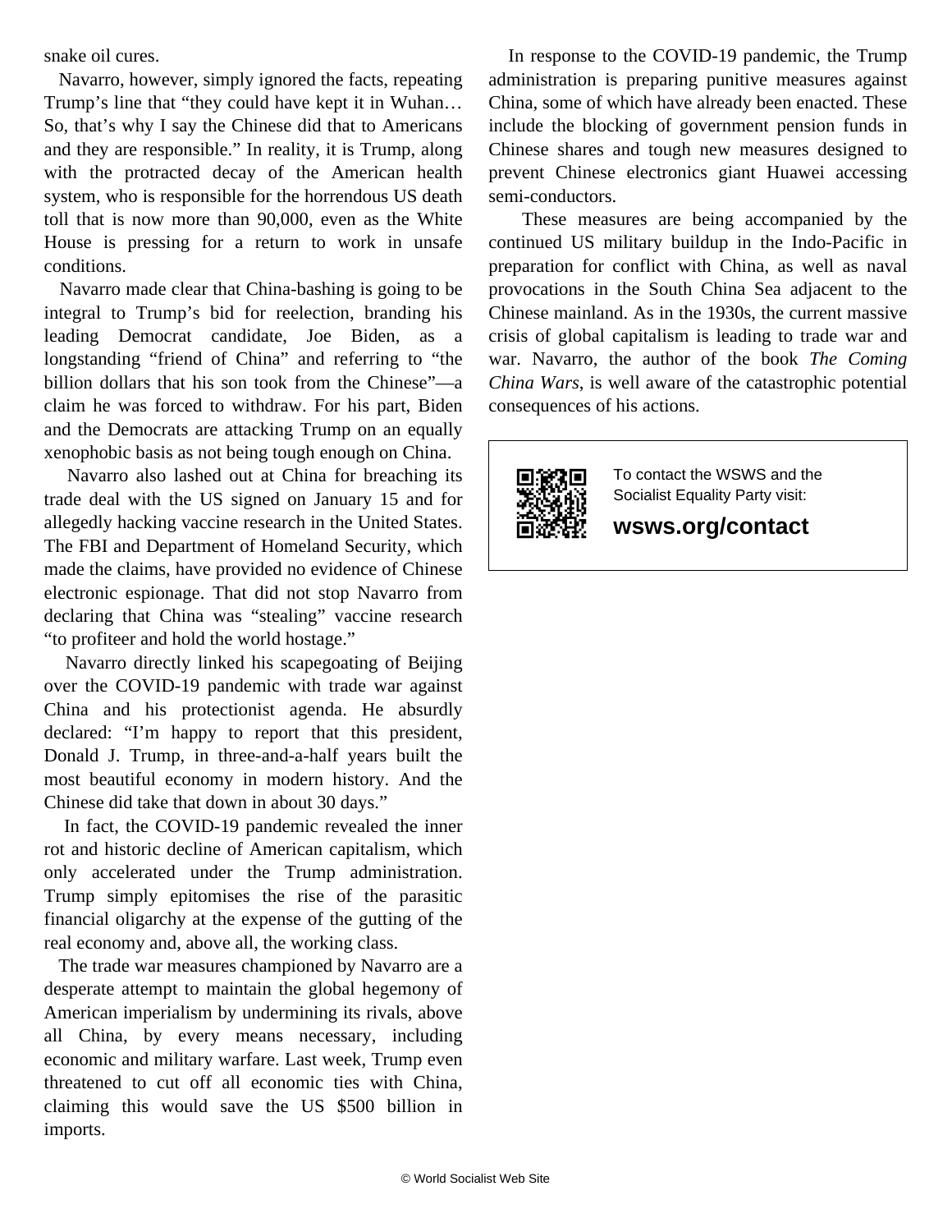snake oil cures.

Navarro, however, simply ignored the facts, repeating Trump's line that "they could have kept it in Wuhan… So, that's why I say the Chinese did that to Americans and they are responsible." In reality, it is Trump, along with the protracted decay of the American health system, who is responsible for the horrendous US death toll that is now more than 90,000, even as the White House is pressing for a return to work in unsafe conditions.

Navarro made clear that China-bashing is going to be integral to Trump's bid for reelection, branding his leading Democrat candidate, Joe Biden, as a longstanding "friend of China" and referring to "the billion dollars that his son took from the Chinese"—a claim he was forced to withdraw. For his part, Biden and the Democrats are attacking Trump on an equally xenophobic basis as not being tough enough on China.

Navarro also lashed out at China for breaching its trade deal with the US signed on January 15 and for allegedly hacking vaccine research in the United States. The FBI and Department of Homeland Security, which made the claims, have provided no evidence of Chinese electronic espionage. That did not stop Navarro from declaring that China was "stealing" vaccine research "to profiteer and hold the world hostage."

Navarro directly linked his scapegoating of Beijing over the COVID-19 pandemic with trade war against China and his protectionist agenda. He absurdly declared: "I'm happy to report that this president, Donald J. Trump, in three-and-a-half years built the most beautiful economy in modern history. And the Chinese did take that down in about 30 days."

In fact, the COVID-19 pandemic revealed the inner rot and historic decline of American capitalism, which only accelerated under the Trump administration. Trump simply epitomises the rise of the parasitic financial oligarchy at the expense of the gutting of the real economy and, above all, the working class.

The trade war measures championed by Navarro are a desperate attempt to maintain the global hegemony of American imperialism by undermining its rivals, above all China, by every means necessary, including economic and military warfare. Last week, Trump even threatened to cut off all economic ties with China, claiming this would save the US $500 billion in imports.

In response to the COVID-19 pandemic, the Trump administration is preparing punitive measures against China, some of which have already been enacted. These include the blocking of government pension funds in Chinese shares and tough new measures designed to prevent Chinese electronics giant Huawei accessing semi-conductors.

These measures are being accompanied by the continued US military buildup in the Indo-Pacific in preparation for conflict with China, as well as naval provocations in the South China Sea adjacent to the Chinese mainland. As in the 1930s, the current massive crisis of global capitalism is leading to trade war and war. Navarro, the author of the book *The Coming China Wars*, is well aware of the catastrophic potential consequences of his actions.

To contact the WSWS and the Socialist Equality Party visit:

**wsws.org/contact**